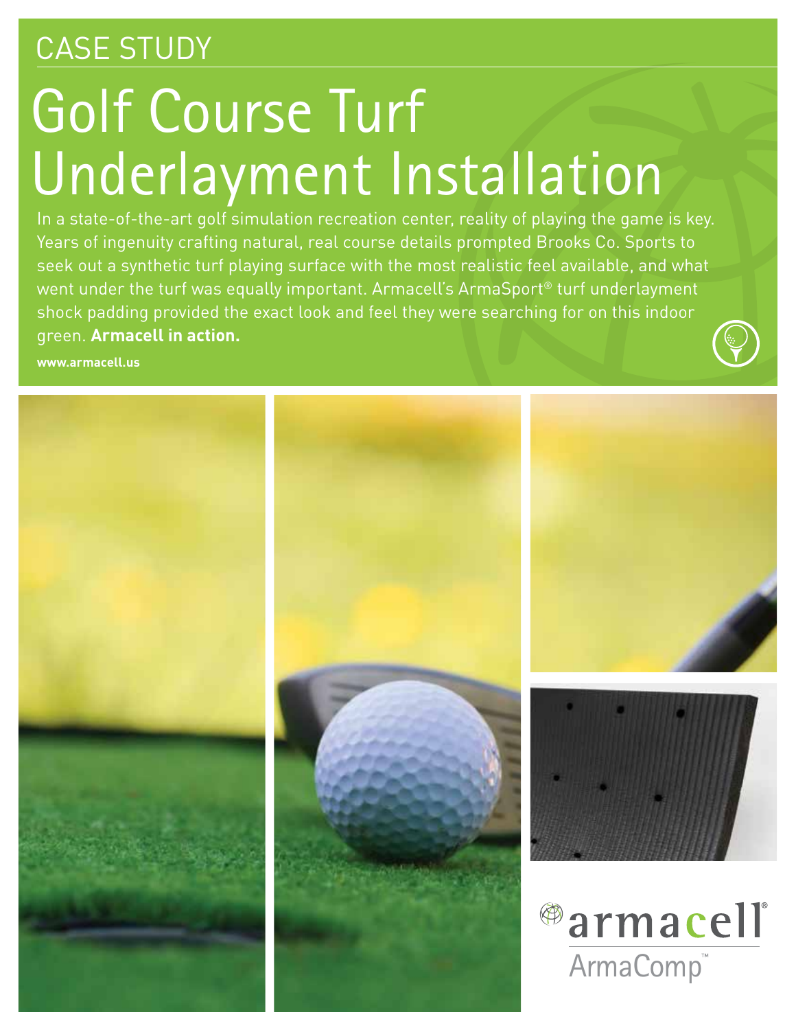CASE STUDY

# Golf Course Turf Underlayment Installation

In a state-of-the-art golf simulation recreation center, reality of playing the game is key. Years of ingenuity crafting natural, real course details prompted Brooks Co. Sports to seek out a synthetic turf playing surface with the most realistic feel available, and what went under the turf was equally important. Armacell's ArmaSport® turf underlayment shock padding provided the exact look and feel they were searching for on this indoor green. **Armacell in action.**

**www.armacell.us**

armacell®
ArmaComp™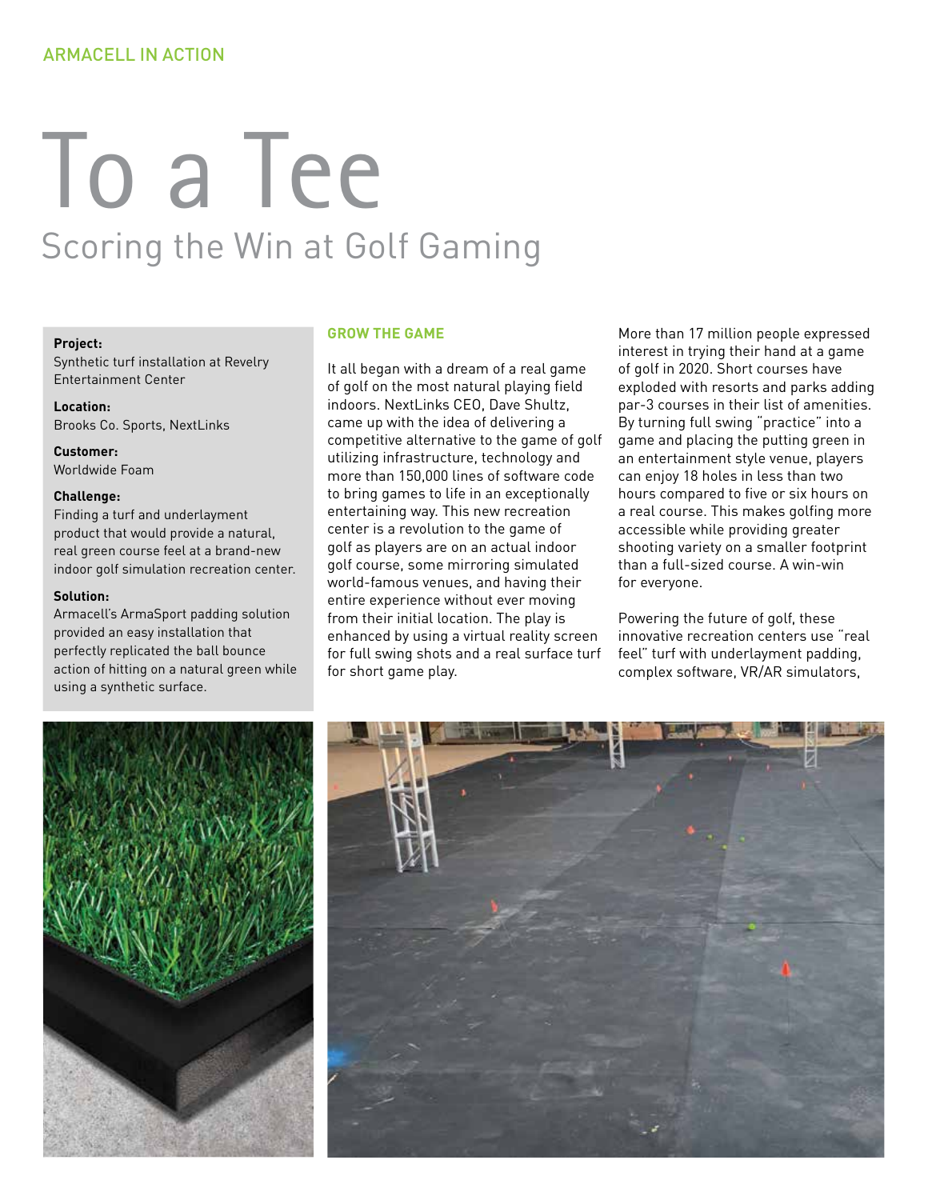ARMACELL IN ACTION

# To a Tee

## Scoring the Win at Golf Gaming

**Project:**
Synthetic turf installation at Revelry Entertainment Center

**Location:**
Brooks Co. Sports, NextLinks

**Customer:**
Worldwide Foam

**Challenge:**
Finding a turf and underlayment product that would provide a natural, real green course feel at a brand-new indoor golf simulation recreation center.

**Solution:**
Armacell's ArmaSport padding solution provided an easy installation that perfectly replicated the ball bounce action of hitting on a natural green while using a synthetic surface.

### GROW THE GAME

It all began with a dream of a real game of golf on the most natural playing field indoors. NextLinks CEO, Dave Shultz, came up with the idea of delivering a competitive alternative to the game of golf utilizing infrastructure, technology and more than 150,000 lines of software code to bring games to life in an exceptionally entertaining way. This new recreation center is a revolution to the game of golf as players are on an actual indoor golf course, some mirroring simulated world-famous venues, and having their entire experience without ever moving from their initial location. The play is enhanced by using a virtual reality screen for full swing shots and a real surface turf for short game play.

More than 17 million people expressed interest in trying their hand at a game of golf in 2020. Short courses have exploded with resorts and parks adding par-3 courses in their list of amenities. By turning full swing "practice" into a game and placing the putting green in an entertainment style venue, players can enjoy 18 holes in less than two hours compared to five or six hours on a real course. This makes golfing more accessible while providing greater shooting variety on a smaller footprint than a full-sized course. A win-win for everyone.

Powering the future of golf, these innovative recreation centers use "real feel" turf with underlayment padding, complex software, VR/AR simulators,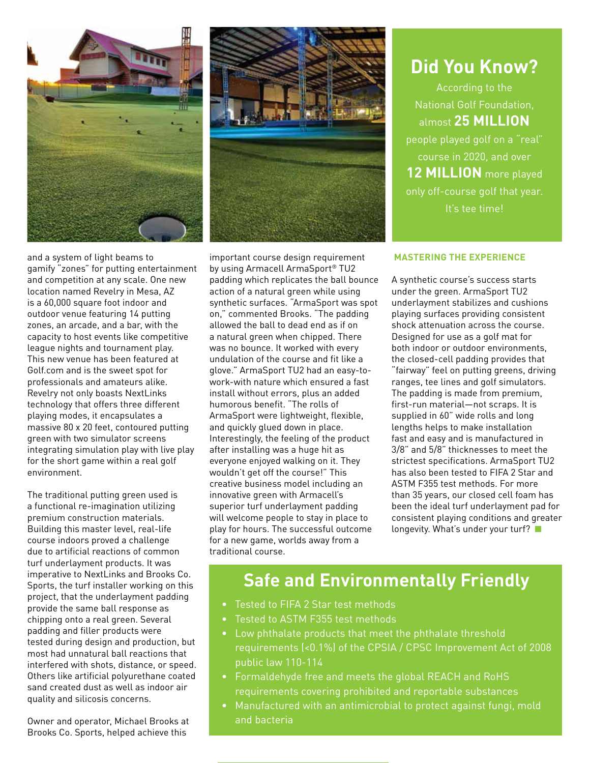and a system of light beams to gamify "zones" for putting entertainment and competition at any scale. One new location named Revelry in Mesa, AZ is a 60,000 square foot indoor and outdoor venue featuring 14 putting zones, an arcade, and a bar, with the capacity to host events like competitive league nights and tournament play. This new venue has been featured at Golf.com and is the sweet spot for professionals and amateurs alike. Revelry not only boasts NextLinks technology that offers three different playing modes, it encapsulates a massive 80 x 20 feet, contoured putting green with two simulator screens integrating simulation play with live play for the short game within a real golf environment.

The traditional putting green used is a functional re-imagination utilizing premium construction materials. Building this master level, real-life course indoors proved a challenge due to artificial reactions of common turf underlayment products. It was imperative to NextLinks and Brooks Co. Sports, the turf installer working on this project, that the underlayment padding provide the same ball response as chipping onto a real green. Several padding and filler products were tested during design and production, but most had unnatural ball reactions that interfered with shots, distance, or speed. Others like artificial polyurethane coated sand created dust as well as indoor air quality and silicosis concerns.

Owner and operator, Michael Brooks at Brooks Co. Sports, helped achieve this important course design requirement by using Armacell ArmaSport® TU2 padding which replicates the ball bounce action of a natural green while using synthetic surfaces. "ArmaSport was spot on," commented Brooks. "The padding allowed the ball to dead end as if on a natural green when chipped. There was no bounce. It worked with every undulation of the course and fit like a glove." ArmaSport TU2 had an easy-to-work-with nature which ensured a fast install without errors, plus an added humorous benefit. "The rolls of ArmaSport were lightweight, flexible, and quickly glued down in place. Interestingly, the feeling of the product after installing was a huge hit as everyone enjoyed walking on it. They wouldn't get off the course!" This creative business model including an innovative green with Armacell's superior turf underlayment padding will welcome people to stay in place to play for hours. The successful outcome for a new game, worlds away from a traditional course.

## Did You Know?

According to the National Golf Foundation, almost **25 MILLION** people played golf on a "real" course in 2020, and over **12 MILLION** more played only off-course golf that year. It's tee time!

### MASTERING THE EXPERIENCE

A synthetic course's success starts under the green. ArmaSport TU2 underlayment stabilizes and cushions playing surfaces providing consistent shock attenuation across the course. Designed for use as a golf mat for both indoor or outdoor environments, the closed-cell padding provides that "fairway" feel on putting greens, driving ranges, tee lines and golf simulators. The padding is made from premium, first-run material—not scraps. It is supplied in 60" wide rolls and long lengths helps to make installation fast and easy and is manufactured in 3/8" and 5/8" thicknesses to meet the strictest specifications. ArmaSport TU2 has also been tested to FIFA 2 Star and ASTM F355 test methods. For more than 35 years, our closed cell foam has been the ideal turf underlayment pad for consistent playing conditions and greater longevity. What's under your turf?

## Safe and Environmentally Friendly

- Tested to FIFA 2 Star test methods
- Tested to ASTM F355 test methods
- Low phthalate products that meet the phthalate threshold requirements (<0.1%) of the CPSIA / CPSC Improvement Act of 2008 public law 110-114
- Formaldehyde free and meets the global REACH and RoHS requirements covering prohibited and reportable substances
- Manufactured with an antimicrobial to protect against fungi, mold and bacteria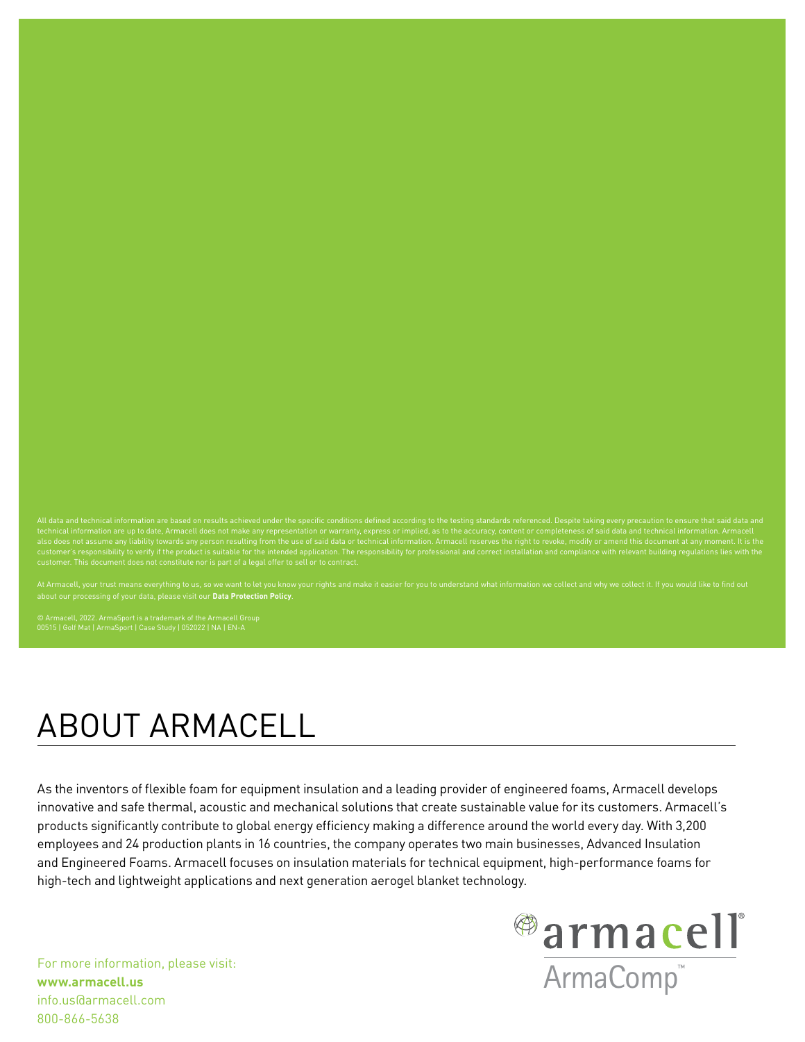All data and technical information are based on results achieved under the specific conditions defined according to the testing standards referenced. Despite taking every precaution to ensure that said data and technical information are up to date, Armacell does not make any representation or warranty, express or implied, as to the accuracy, content or completeness of said data and technical information. Armacell also does not assume any liability towards any person resulting from the use of said data or technical information. Armacell reserves the right to revoke, modify or amend this document at any moment. It is the customer's responsibility to verify if the product is suitable for the intended application. The responsibility for professional and correct installation and compliance with relevant building regulations lies with the customer. This document does not constitute nor is part of a legal offer to sell or to contract.

At Armacell, your trust means everything to us, so we want to let you know your rights and make it easier for you to understand what information we collect and why we collect it. If you would like to find out about our processing of your data, please visit our **Data Protection Policy**.

© Armacell, 2022. ArmaSport is a trademark of the Armacell Group
00515 | Golf Mat | ArmaSport | Case Study | 052022 | NA | EN-A

# ABOUT ARMACELL

As the inventors of flexible foam for equipment insulation and a leading provider of engineered foams, Armacell develops innovative and safe thermal, acoustic and mechanical solutions that create sustainable value for its customers. Armacell's products significantly contribute to global energy efficiency making a difference around the world every day. With 3,200 employees and 24 production plants in 16 countries, the company operates two main businesses, Advanced Insulation and Engineered Foams. Armacell focuses on insulation materials for technical equipment, high-performance foams for high-tech and lightweight applications and next generation aerogel blanket technology.

For more information, please visit:
**www.armacell.us**
info.us@armacell.com
800-866-5638

armacell®
ArmaComp™